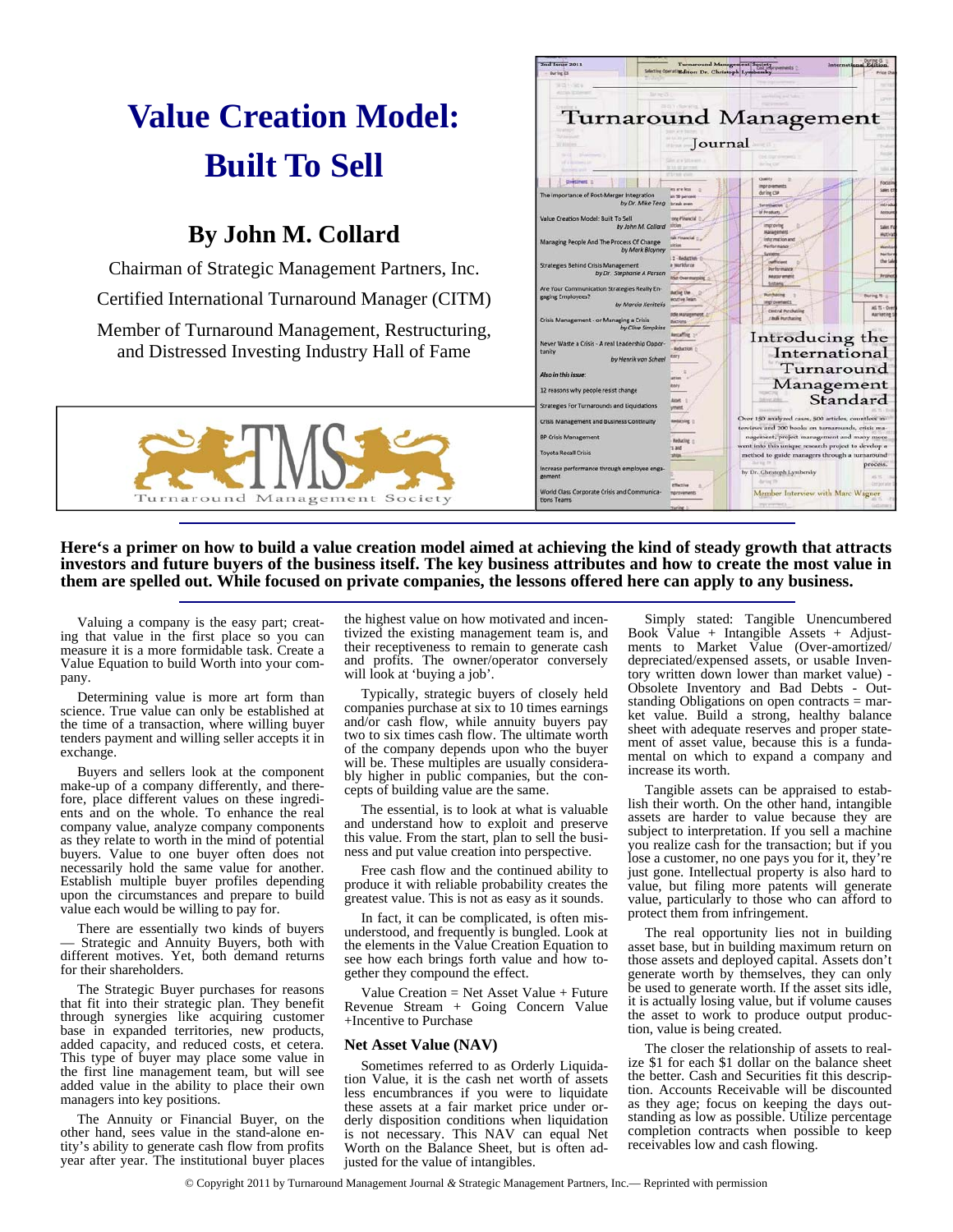# Value Creation Model: Built To Sell

## By John M. Collard

Chairman of Strategic Management Partners, Inc.

Certified International Turnaround Manager (CITM)

Member of Turnaround Management, Restructuring, and Distressed Investing Industry Hall of Fame

**Here's a primer on how to build a value creation model aimed at achieving the kind of steady growth that attracts investors and future buyers of the business itself. The key business attributes and how to create the most value in them are spelled out. While focused on private companies, the lessons offered here can apply to any business.**

Valuing a company is the easy part; creating that value in the first place so you can measure it is a more formidable task. Create a Value Equation to build Worth into your company.

Determining value is more art form than science. True value can only be established at the time of a transaction, where willing buyer tenders payment and willing seller accepts it in exchange.

Buyers and sellers look at the component make-up of a company differently, and therefore, place different values on these ingredients and on the whole. To enhance the real company value, analyze company components as they relate to worth in the mind of potential buyers. Value to one buyer often does not necessarily hold the same value for another. Establish multiple buyer profiles depending upon the circumstances and prepare to build value each would be willing to pay for.

There are essentially two kinds of buyers — Strategic and Annuity Buyers, both with different motives. Yet, both demand returns for their shareholders.

The Strategic Buyer purchases for reasons that fit into their strategic plan. They benefit through synergies like acquiring customer base in expanded territories, new products, added capacity, and reduced costs, et cetera. This type of buyer may place some value in the first line management team, but will see added value in the ability to place their own managers into key positions.

The Annuity or Financial Buyer, on the other hand, sees value in the stand-alone entity's ability to generate cash flow from profits year after year. The institutional buyer places the highest value on how motivated and incentivized the existing management team is, and their receptiveness to remain to generate cash and profits. The owner/operator conversely will look at 'buying a job'.

Typically, strategic buyers of closely held companies purchase at six to 10 times earnings and/or cash flow, while annuity buyers pay two to six times cash flow. The ultimate worth of the company depends upon who the buyer will be. These multiples are usually considerably higher in public companies, but the concepts of building value are the same.

The essential, is to look at what is valuable and understand how to exploit and preserve this value. From the start, plan to sell the business and put value creation into perspective.

Free cash flow and the continued ability to produce it with reliable probability creates the greatest value. This is not as easy as it sounds.

In fact, it can be complicated, is often misunderstood, and frequently is bungled. Look at the elements in the Value Creation Equation to see how each brings forth value and how together they compound the effect.

Value Creation = Net Asset Value + Future Revenue Stream + Going Concern Value +Incentive to Purchase

### Net Asset Value (NAV)

Sometimes referred to as Orderly Liquidation Value, it is the cash net worth of assets less encumbrances if you were to liquidate these assets at a fair market price under orderly disposition conditions when liquidation is not necessary. This NAV can equal Net Worth on the Balance Sheet, but is often adjusted for the value of intangibles.

Simply stated: Tangible Unencumbered Book Value + Intangible Assets + Adjustments to Market Value (Over-amortized/depreciated/expensed assets, or usable Inventory written down lower than market value) - Obsolete Inventory and Bad Debts - Outstanding Obligations on open contracts = market value. Build a strong, healthy balance sheet with adequate reserves and proper statement of asset value, because this is a fundamental on which to expand a company and increase its worth.

Tangible assets can be appraised to establish their worth. On the other hand, intangible assets are harder to value because they are subject to interpretation. If you sell a machine you realize cash for the transaction; but if you lose a customer, no one pays you for it, they're just gone. Intellectual property is also hard to value, but filing more patents will generate value, particularly to those who can afford to protect them from infringement.

The real opportunity lies not in building asset base, but in building maximum return on those assets and deployed capital. Assets don't generate worth by themselves, they can only be used to generate worth. If the asset sits idle, it is actually losing value, but if volume causes the asset to work to produce output production, value is being created.

The closer the relationship of assets to realize $1 for each $1 dollar on the balance sheet the better. Cash and Securities fit this description. Accounts Receivable will be discounted as they age; focus on keeping the days outstanding as low as possible. Utilize percentage completion contracts when possible to keep receivables low and cash flowing.

© Copyright 2011 by Turnaround Management Journal & Strategic Management Partners, Inc.— Reprinted with permission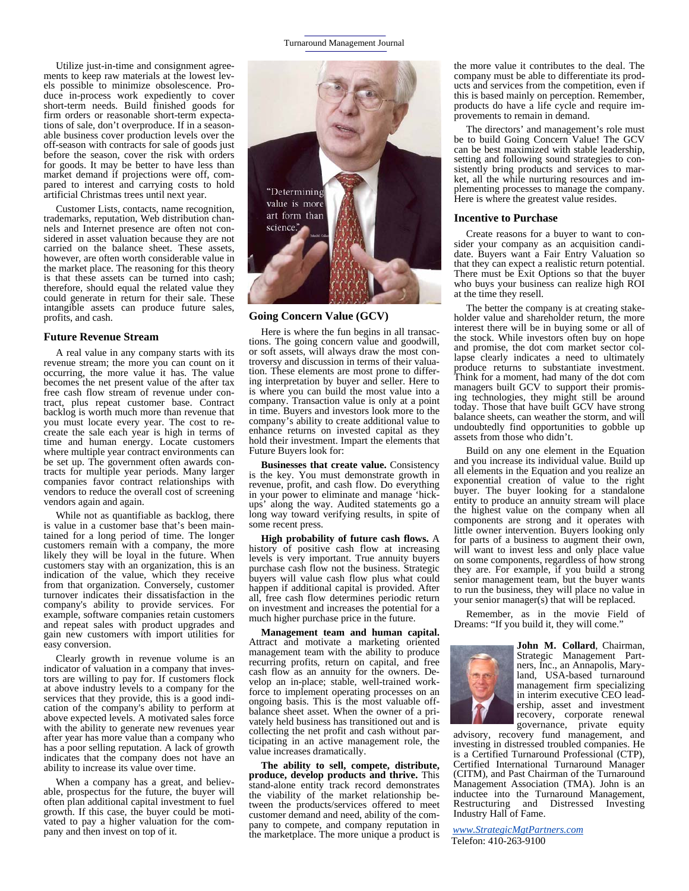Utilize just-in-time and consignment agreements to keep raw materials at the lowest levels possible to minimize obsolescence. Produce in-process work expediently to cover short-term needs. Build finished goods for firm orders or reasonable short-term expectations of sale, don't overproduce. If in a seasonable business cover production levels over the off-season with contracts for sale of goods just before the season, cover the risk with orders for goods. It may be better to have less than market demand if projections were off, compared to interest and carrying costs to hold artificial Christmas trees until next year.

Customer Lists, contacts, name recognition, trademarks, reputation, Web distribution channels and Internet presence are often not considered in asset valuation because they are not carried on the balance sheet. These assets, however, are often worth considerable value in the market place. The reasoning for this theory is that these assets can be turned into cash; therefore, should equal the related value they could generate in return for their sale. These intangible assets can produce future sales, profits, and cash.

### Future Revenue Stream

A real value in any company starts with its revenue stream; the more you can count on it occurring, the more value it has. The value becomes the net present value of the after tax free cash flow stream of revenue under contract, plus repeat customer base. Contract backlog is worth much more than revenue that you must locate every year. The cost to recreate the sale each year is high in terms of time and human energy. Locate customers where multiple year contract environments can be set up. The government often awards contracts for multiple year periods. Many larger companies favor contract relationships with vendors to reduce the overall cost of screening vendors again and again.

While not as quantifiable as backlog, there is value in a customer base that's been maintained for a long period of time. The longer customers remain with a company, the more likely they will be loyal in the future. When customers stay with an organization, this is an indication of the value, which they receive from that organization. Conversely, customer turnover indicates their dissatisfaction in the company's ability to provide services. For example, software companies retain customers and repeat sales with product upgrades and gain new customers with import utilities for easy conversion.

Clearly growth in revenue volume is an indicator of valuation in a company that investors are willing to pay for. If customers flock at above industry levels to a company for the services that they provide, this is a good indication of the company's ability to perform at above expected levels. A motivated sales force with the ability to generate new revenues year after year has more value than a company who has a poor selling reputation. A lack of growth indicates that the company does not have an ability to increase its value over time.

When a company has a great, and believable, prospectus for the future, the buyer will often plan additional capital investment to fuel growth. If this case, the buyer could be motivated to pay a higher valuation for the company and then invest on top of it.

"Determining value is more art form than science."

### Going Concern Value (GCV)

Here is where the fun begins in all transactions. The going concern value and goodwill, or soft assets, will always draw the most controversy and discussion in terms of their valuation. These elements are most prone to differing interpretation by buyer and seller. Here to is where you can build the most value into a company. Transaction value is only at a point in time. Buyers and investors look more to the company's ability to create additional value to enhance returns on invested capital as they hold their investment. Impart the elements that Future Buyers look for:

**Businesses that create value.** Consistency is the key. You must demonstrate growth in revenue, profit, and cash flow. Do everything in your power to eliminate and manage 'hick-ups' along the way. Audited statements go a long way toward verifying results, in spite of some recent press.

**High probability of future cash flows.** A history of positive cash flow at increasing levels is very important. True annuity buyers purchase cash flow not the business. Strategic buyers will value cash flow plus what could happen if additional capital is provided. After all, free cash flow determines periodic return on investment and increases the potential for a much higher purchase price in the future.

**Management team and human capital.** Attract and motivate a marketing oriented management team with the ability to produce recurring profits, return on capital, and free cash flow as an annuity for the owners. Develop an in-place; stable, well-trained workforce to implement operating processes on an ongoing basis. This is the most valuable off-balance sheet asset. When the owner of a privately held business has transitioned out and is collecting the net profit and cash without participating in an active management role, the value increases dramatically.

**The ability to sell, compete, distribute, produce, develop products and thrive.** This stand-alone entity track record demonstrates the viability of the market relationship between the products/services offered to meet customer demand and need, ability of the company to compete, and company reputation in the marketplace. The more unique a product is the more value it contributes to the deal. The company must be able to differentiate its products and services from the competition, even if this is based mainly on perception. Remember, products do have a life cycle and require improvements to remain in demand.

The directors' and management's role must be to build Going Concern Value! The GCV can be best maximized with stable leadership, setting and following sound strategies to consistently bring products and services to market, all the while nurturing resources and implementing processes to manage the company. Here is where the greatest value resides.

### Incentive to Purchase

Create reasons for a buyer to want to consider your company as an acquisition candidate. Buyers want a Fair Entry Valuation so that they can expect a realistic return potential. There must be Exit Options so that the buyer who buys your business can realize high ROI at the time they resell.

The better the company is at creating stakeholder value and shareholder return, the more interest there will be in buying some or all of the stock. While investors often buy on hope and promise, the dot com market sector collapse clearly indicates a need to ultimately produce returns to substantiate investment. Think for a moment, had many of the dot com managers built GCV to support their promising technologies, they might still be around today. Those that have built GCV have strong balance sheets, can weather the storm, and will undoubtedly find opportunities to gobble up assets from those who didn't.

Build on any one element in the Equation and you increase its individual value. Build up all elements in the Equation and you realize an exponential creation of value to the right buyer. The buyer looking for a standalone entity to produce an annuity stream will place the highest value on the company when all components are strong and it operates with little owner intervention. Buyers looking only for parts of a business to augment their own, will want to invest less and only place value on some components, regardless of how strong they are. For example, if you build a strong senior management team, but the buyer wants to run the business, they will place no value in your senior manager(s) that will be replaced.

Remember, as in the movie Field of Dreams: "If you build it, they will come."

**John M. Collard**, Chairman, Strategic Management Partners, Inc., an Annapolis, Maryland, USA-based turnaround management firm specializing in interim executive CEO leadership, asset and investment recovery, corporate renewal governance, private equity advisory, recovery fund management, and investing in distressed troubled companies. He is a Certified Turnaround Professional (CTP), Certified International Turnaround Manager (CITM), and Past Chairman of the Turnaround Management Association (TMA). John is an inductee into the Turnaround Management, Restructuring and Distressed Investing Industry Hall of Fame.

www.StrategicMgtPartners.com
Telefon: 410-263-9100